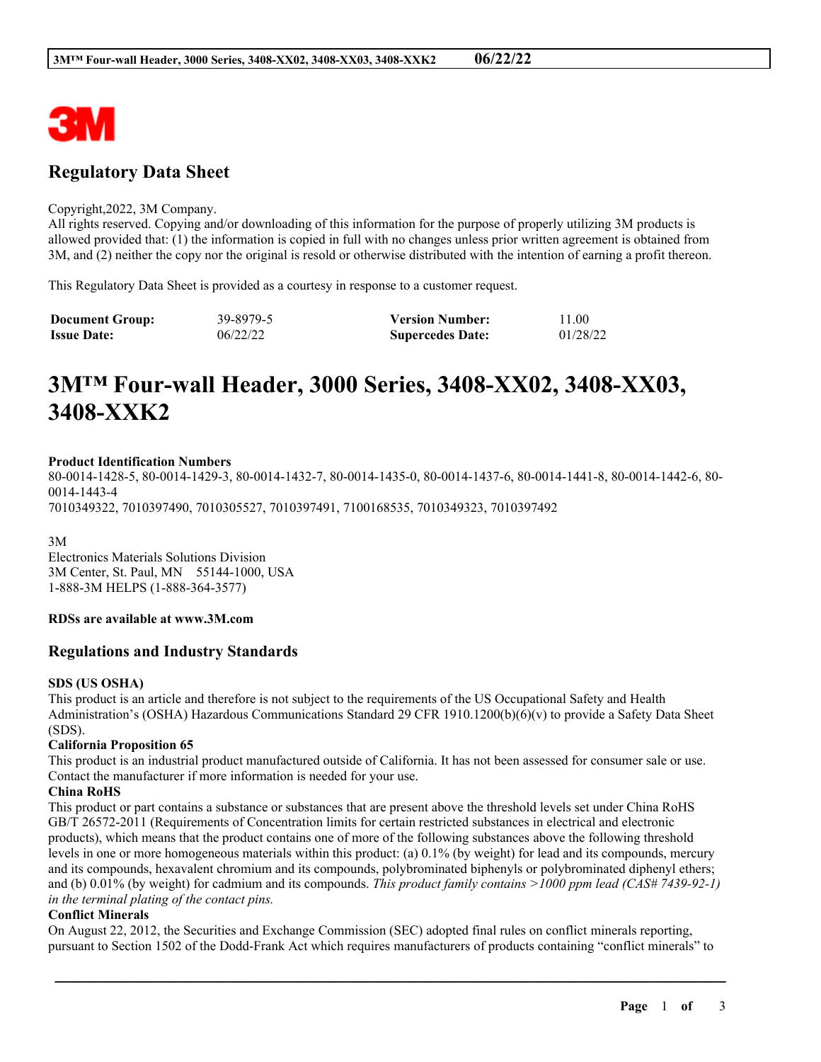## Regulatory Data Sheet

Copyright,2022, 3M Company.
All rights reserved. Copying and/or downloading of this information for the purpose of properly utilizing 3M products is allowed provided that: (1) the information is copied in full with no changes unless prior written agreement is obtained from 3M, and (2) neither the copy nor the original is resold or otherwise distributed with the intention of earning a profit thereon.

This Regulatory Data Sheet is provided as a courtesy in response to a customer request.

| **Document Group:** | 39-8979-5 | **Version Number:** | 11.00 |
|---|---|---|---|
| **Issue Date:** | 06/22/22 | **Supercedes Date:** | 01/28/22 |

# 3M™ Four-wall Header, 3000 Series, 3408-XX02, 3408-XX03, 3408-XXK2

**Product Identification Numbers**
80-0014-1428-5, 80-0014-1429-3, 80-0014-1432-7, 80-0014-1435-0, 80-0014-1437-6, 80-0014-1441-8, 80-0014-1442-6, 80-0014-1443-4
7010349322, 7010397490, 7010305527, 7010397491, 7100168535, 7010349323, 7010397492

3M
Electronics Materials Solutions Division
3M Center, St. Paul, MN 55144-1000, USA
1-888-3M HELPS (1-888-364-3577)

**RDSs are available at www.3M.com**

## Regulations and Industry Standards

**SDS (US OSHA)**
This product is an article and therefore is not subject to the requirements of the US Occupational Safety and Health Administration's (OSHA) Hazardous Communications Standard 29 CFR 1910.1200(b)(6)(v) to provide a Safety Data Sheet (SDS).

**California Proposition 65**
This product is an industrial product manufactured outside of California. It has not been assessed for consumer sale or use. Contact the manufacturer if more information is needed for your use.

**China RoHS**
This product or part contains a substance or substances that are present above the threshold levels set under China RoHS GB/T 26572-2011 (Requirements of Concentration limits for certain restricted substances in electrical and electronic products), which means that the product contains one of more of the following substances above the following threshold levels in one or more homogeneous materials within this product: (a) 0.1% (by weight) for lead and its compounds, mercury and its compounds, hexavalent chromium and its compounds, polybrominated biphenyls or polybrominated diphenyl ethers; and (b) 0.01% (by weight) for cadmium and its compounds. *This product family contains >1000 ppm lead (CAS# 7439-92-1) in the terminal plating of the contact pins.*

**Conflict Minerals**
On August 22, 2012, the Securities and Exchange Commission (SEC) adopted final rules on conflict minerals reporting, pursuant to Section 1502 of the Dodd-Frank Act which requires manufacturers of products containing "conflict minerals" to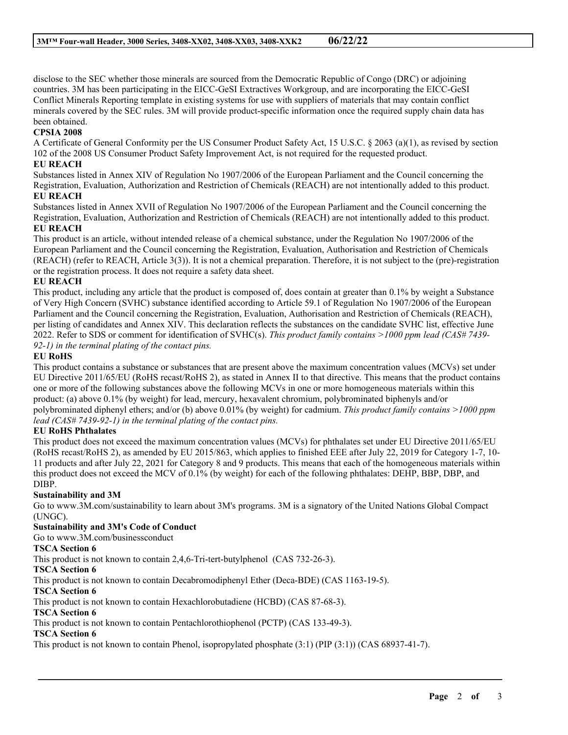disclose to the SEC whether those minerals are sourced from the Democratic Republic of Congo (DRC) or adjoining countries. 3M has been participating in the EICC-GeSI Extractives Workgroup, and are incorporating the EICC-GeSI Conflict Minerals Reporting template in existing systems for use with suppliers of materials that may contain conflict minerals covered by the SEC rules. 3M will provide product-specific information once the required supply chain data has been obtained.

**CPSIA 2008**

A Certificate of General Conformity per the US Consumer Product Safety Act, 15 U.S.C. § 2063 (a)(1), as revised by section 102 of the 2008 US Consumer Product Safety Improvement Act, is not required for the requested product.

**EU REACH**

Substances listed in Annex XIV of Regulation No 1907/2006 of the European Parliament and the Council concerning the Registration, Evaluation, Authorization and Restriction of Chemicals (REACH) are not intentionally added to this product.

**EU REACH**

Substances listed in Annex XVII of Regulation No 1907/2006 of the European Parliament and the Council concerning the Registration, Evaluation, Authorization and Restriction of Chemicals (REACH) are not intentionally added to this product.

**EU REACH**

This product is an article, without intended release of a chemical substance, under the Regulation No 1907/2006 of the European Parliament and the Council concerning the Registration, Evaluation, Authorisation and Restriction of Chemicals (REACH) (refer to REACH, Article 3(3)). It is not a chemical preparation. Therefore, it is not subject to the (pre)-registration or the registration process. It does not require a safety data sheet.

**EU REACH**

This product, including any article that the product is composed of, does contain at greater than 0.1% by weight a Substance of Very High Concern (SVHC) substance identified according to Article 59.1 of Regulation No 1907/2006 of the European Parliament and the Council concerning the Registration, Evaluation, Authorisation and Restriction of Chemicals (REACH), per listing of candidates and Annex XIV. This declaration reflects the substances on the candidate SVHC list, effective June 2022. Refer to SDS or comment for identification of SVHC(s). *This product family contains >1000 ppm lead (CAS# 7439-92-1) in the terminal plating of the contact pins.*

**EU RoHS**

This product contains a substance or substances that are present above the maximum concentration values (MCVs) set under EU Directive 2011/65/EU (RoHS recast/RoHS 2), as stated in Annex II to that directive. This means that the product contains one or more of the following substances above the following MCVs in one or more homogeneous materials within this product: (a) above 0.1% (by weight) for lead, mercury, hexavalent chromium, polybrominated biphenyls and/or polybrominated diphenyl ethers; and/or (b) above 0.01% (by weight) for cadmium. *This product family contains >1000 ppm lead (CAS# 7439-92-1) in the terminal plating of the contact pins.*

**EU RoHS Phthalates**

This product does not exceed the maximum concentration values (MCVs) for phthalates set under EU Directive 2011/65/EU (RoHS recast/RoHS 2), as amended by EU 2015/863, which applies to finished EEE after July 22, 2019 for Category 1-7, 10-11 products and after July 22, 2021 for Category 8 and 9 products. This means that each of the homogeneous materials within this product does not exceed the MCV of 0.1% (by weight) for each of the following phthalates: DEHP, BBP, DBP, and DIBP.

**Sustainability and 3M**

Go to www.3M.com/sustainability to learn about 3M's programs. 3M is a signatory of the United Nations Global Compact (UNGC).

**Sustainability and 3M's Code of Conduct**

Go to www.3M.com/businessconduct

**TSCA Section 6**

This product is not known to contain 2,4,6-Tri-tert-butylphenol (CAS 732-26-3).

**TSCA Section 6**

This product is not known to contain Decabromodiphenyl Ether (Deca-BDE) (CAS 1163-19-5).

**TSCA Section 6**

This product is not known to contain Hexachlorobutadiene (HCBD) (CAS 87-68-3).

**TSCA Section 6**

This product is not known to contain Pentachlorothiophenol (PCTP) (CAS 133-49-3).

**TSCA Section 6**

This product is not known to contain Phenol, isopropylated phosphate (3:1) (PIP (3:1)) (CAS 68937-41-7).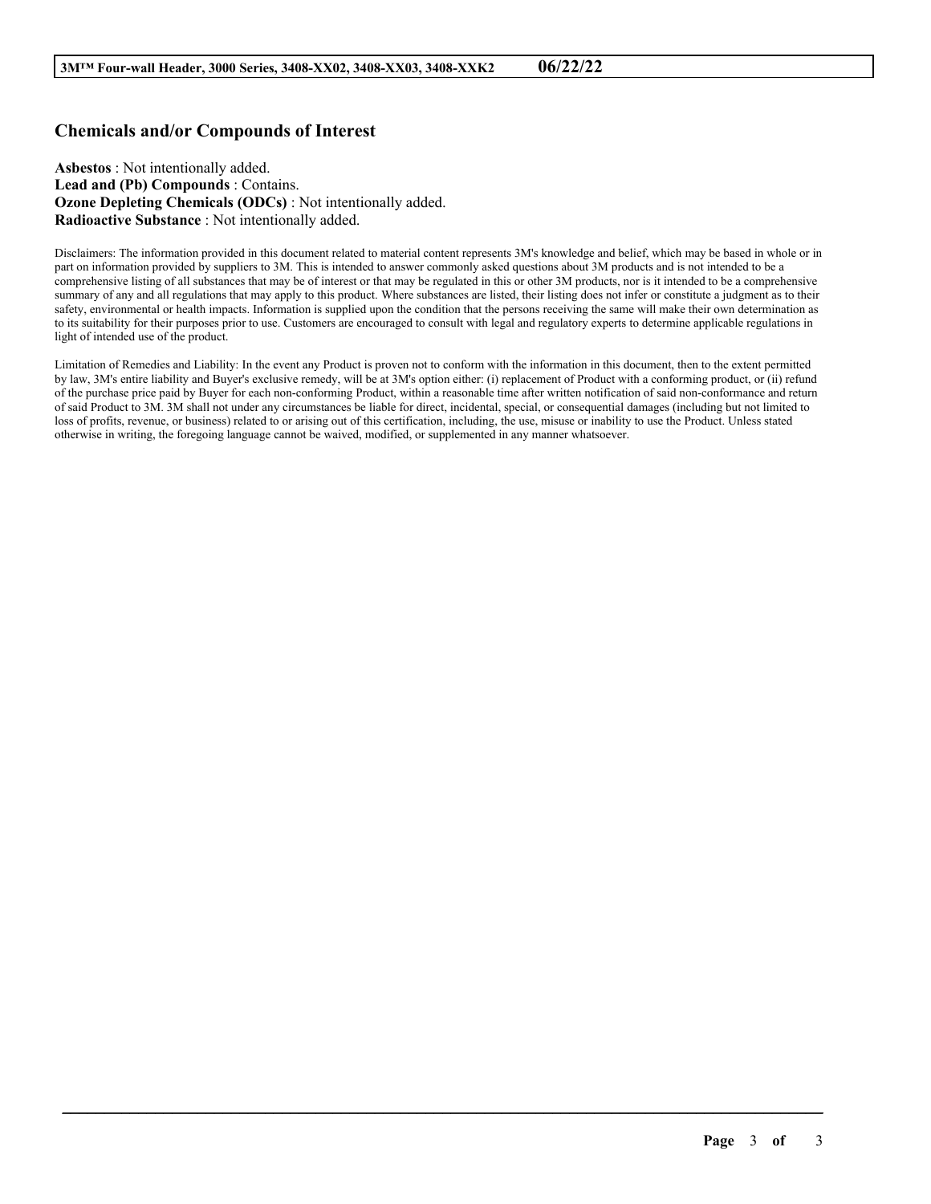## Chemicals and/or Compounds of Interest

**Asbestos** : Not intentionally added.
**Lead and (Pb) Compounds** : Contains.
**Ozone Depleting Chemicals (ODCs)** : Not intentionally added.
**Radioactive Substance** : Not intentionally added.

Disclaimers: The information provided in this document related to material content represents 3M's knowledge and belief, which may be based in whole or in part on information provided by suppliers to 3M. This is intended to answer commonly asked questions about 3M products and is not intended to be a comprehensive listing of all substances that may be of interest or that may be regulated in this or other 3M products, nor is it intended to be a comprehensive summary of any and all regulations that may apply to this product. Where substances are listed, their listing does not infer or constitute a judgment as to their safety, environmental or health impacts. Information is supplied upon the condition that the persons receiving the same will make their own determination as to its suitability for their purposes prior to use. Customers are encouraged to consult with legal and regulatory experts to determine applicable regulations in light of intended use of the product.

Limitation of Remedies and Liability: In the event any Product is proven not to conform with the information in this document, then to the extent permitted by law, 3M's entire liability and Buyer's exclusive remedy, will be at 3M's option either: (i) replacement of Product with a conforming product, or (ii) refund of the purchase price paid by Buyer for each non-conforming Product, within a reasonable time after written notification of said non-conformance and return of said Product to 3M. 3M shall not under any circumstances be liable for direct, incidental, special, or consequential damages (including but not limited to loss of profits, revenue, or business) related to or arising out of this certification, including, the use, misuse or inability to use the Product. Unless stated otherwise in writing, the foregoing language cannot be waived, modified, or supplemented in any manner whatsoever.